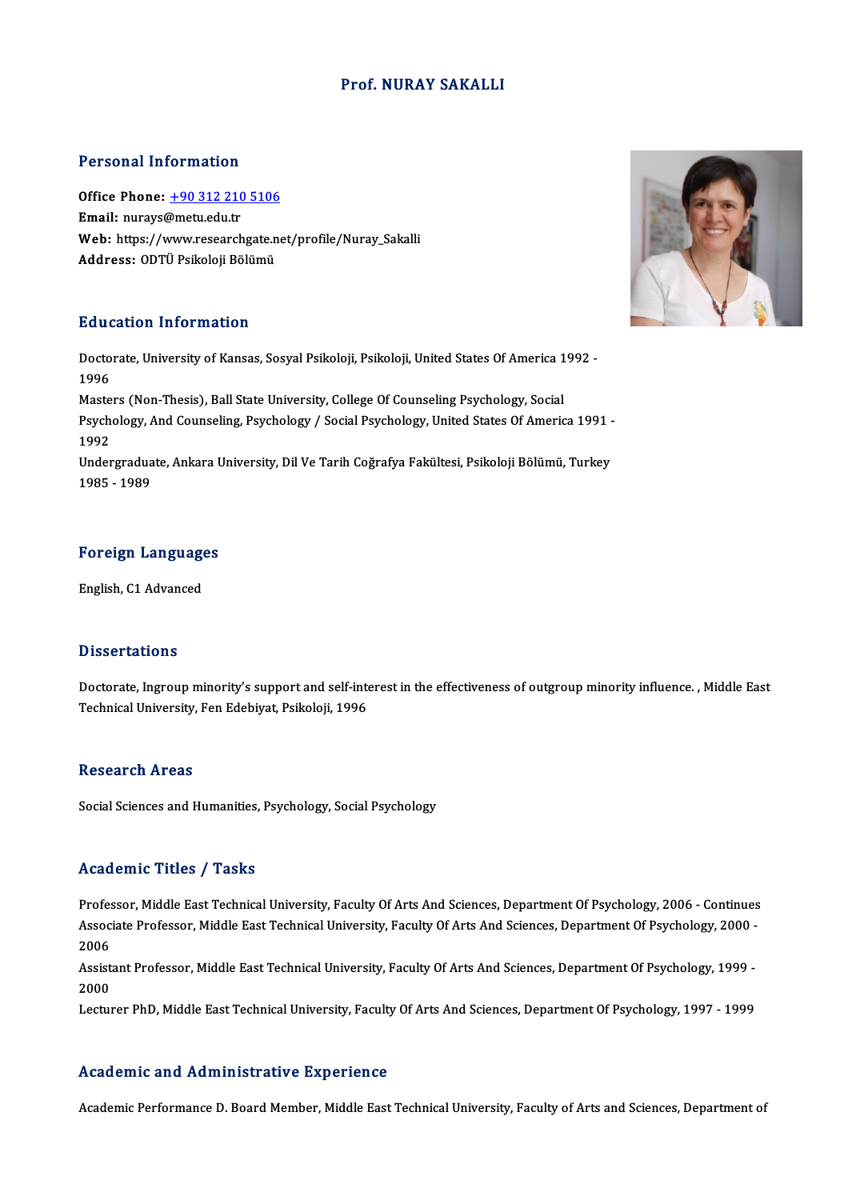# Prof. NURAY SAKALLI

## Personal Information

**Office Phone:** +90 312 210 5106
**Email:** nurays@metu.edu.tr
**Web:** https://www.researchgate.net/profile/Nuray_Sakalli
**Address:** ODTÜ Psikoloji Bölümü

## Education Information

Doctorate, University of Kansas, Sosyal Psikoloji, Psikoloji, United States Of America 1992 - 1996

Masters (Non-Thesis), Ball State University, College Of Counseling Psychology, Social Psychology, And Counseling, Psychology / Social Psychology, United States Of America 1991 - 1992

Undergraduate, Ankara University, Dil Ve Tarih Coğrafya Fakültesi, Psikoloji Bölümü, Turkey 1985 - 1989

## Foreign Languages

English, C1 Advanced

## Dissertations

Doctorate, Ingroup minority's support and self-interest in the effectiveness of outgroup minority influence. , Middle East Technical University, Fen Edebiyat, Psikoloji, 1996

## Research Areas

Social Sciences and Humanities, Psychology, Social Psychology

## Academic Titles / Tasks

Professor, Middle East Technical University, Faculty Of Arts And Sciences, Department Of Psychology, 2006 - Continues

Associate Professor, Middle East Technical University, Faculty Of Arts And Sciences, Department Of Psychology, 2000 - 2006

Assistant Professor, Middle East Technical University, Faculty Of Arts And Sciences, Department Of Psychology, 1999 - 2000

Lecturer PhD, Middle East Technical University, Faculty Of Arts And Sciences, Department Of Psychology, 1997 - 1999

## Academic and Administrative Experience

Academic Performance D. Board Member, Middle East Technical University, Faculty of Arts and Sciences, Department of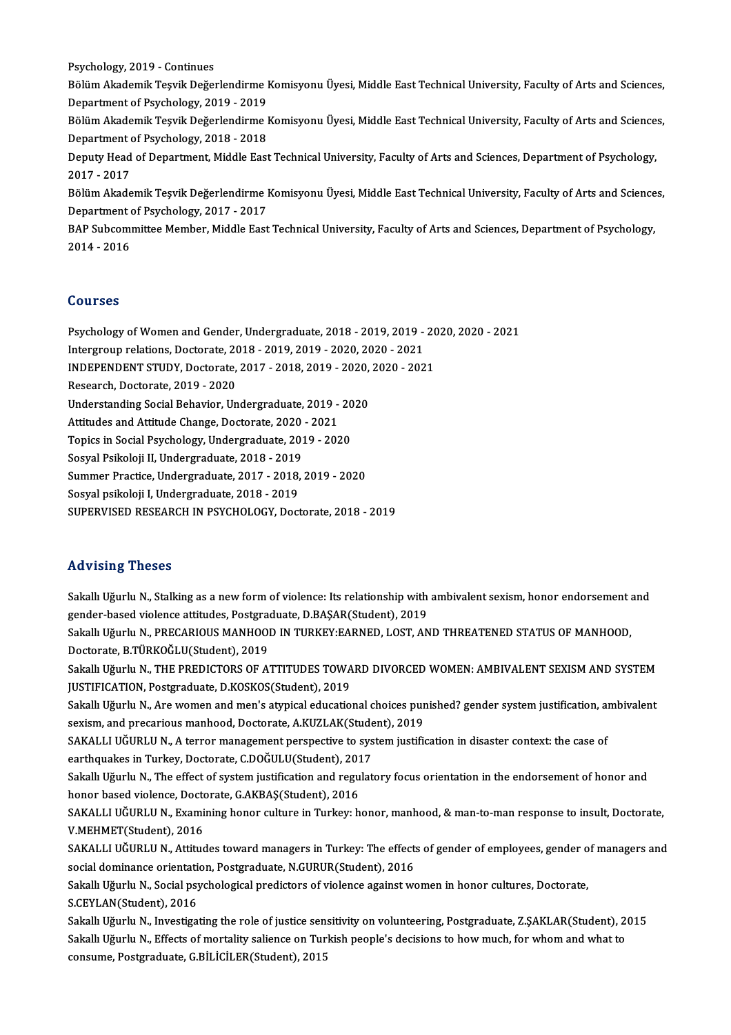Psychology, 2019 - Continues

Bölüm Akademik Teşvik Değerlendirme Komisyonu Üyesi, Middle East Technical University, Faculty of Arts and Sciences, Department of Psychology, 2019 - 2019

Bölüm Akademik Teşvik Değerlendirme Komisyonu Üyesi, Middle East Technical University, Faculty of Arts and Sciences, Department of Psychology, 2018 - 2018

Deputy Head of Department, Middle East Technical University, Faculty of Arts and Sciences, Department of Psychology, 2017 - 2017

Bölüm Akademik Teşvik Değerlendirme Komisyonu Üyesi, Middle East Technical University, Faculty of Arts and Sciences, Department of Psychology, 2017 - 2017

BAP Subcommittee Member, Middle East Technical University, Faculty of Arts and Sciences, Department of Psychology, 2014 - 2016

## Courses

Psychology of Women and Gender, Undergraduate, 2018 - 2019, 2019 - 2020, 2020 - 2021
Intergroup relations, Doctorate, 2018 - 2019, 2019 - 2020, 2020 - 2021
INDEPENDENT STUDY, Doctorate, 2017 - 2018, 2019 - 2020, 2020 - 2021
Research, Doctorate, 2019 - 2020
Understanding Social Behavior, Undergraduate, 2019 - 2020
Attitudes and Attitude Change, Doctorate, 2020 - 2021
Topics in Social Psychology, Undergraduate, 2019 - 2020
Sosyal Psikoloji II, Undergraduate, 2018 - 2019
Summer Practice, Undergraduate, 2017 - 2018, 2019 - 2020
Sosyal psikoloji I, Undergraduate, 2018 - 2019
SUPERVISED RESEARCH IN PSYCHOLOGY, Doctorate, 2018 - 2019

## Advising Theses

Sakallı Uğurlu N., Stalking as a new form of violence: Its relationship with ambivalent sexism, honor endorsement and gender-based violence attitudes, Postgraduate, D.BAŞAR(Student), 2019

Sakallı Uğurlu N., PRECARIOUS MANHOOD IN TURKEY:EARNED, LOST, AND THREATENED STATUS OF MANHOOD, Doctorate, B.TÜRKOĞLU(Student), 2019

Sakallı Uğurlu N., THE PREDICTORS OF ATTITUDES TOWARD DIVORCED WOMEN: AMBIVALENT SEXISM AND SYSTEM JUSTIFICATION, Postgraduate, D.KOSKOS(Student), 2019

Sakallı Uğurlu N., Are women and men's atypical educational choices punished? gender system justification, ambivalent sexism, and precarious manhood, Doctorate, A.KUZLAK(Student), 2019

SAKALLI UĞURLU N., A terror management perspective to system justification in disaster context: the case of earthquakes in Turkey, Doctorate, C.DOĞULU(Student), 2017

Sakallı Uğurlu N., The effect of system justification and regulatory focus orientation in the endorsement of honor and honor based violence, Doctorate, G.AKBAŞ(Student), 2016

SAKALLI UĞURLU N., Examining honor culture in Turkey: honor, manhood, & man-to-man response to insult, Doctorate, V.MEHMET(Student), 2016

SAKALLI UĞURLU N., Attitudes toward managers in Turkey: The effects of gender of employees, gender of managers and social dominance orientation, Postgraduate, N.GURUR(Student), 2016

Sakallı Uğurlu N., Social psychological predictors of violence against women in honor cultures, Doctorate, S.CEYLAN(Student), 2016

Sakallı Uğurlu N., Investigating the role of justice sensitivity on volunteering, Postgraduate, Z.ŞAKLAR(Student), 2015

Sakallı Uğurlu N., Effects of mortality salience on Turkish people's decisions to how much, for whom and what to consume, Postgraduate, G.BİLİCİLER(Student), 2015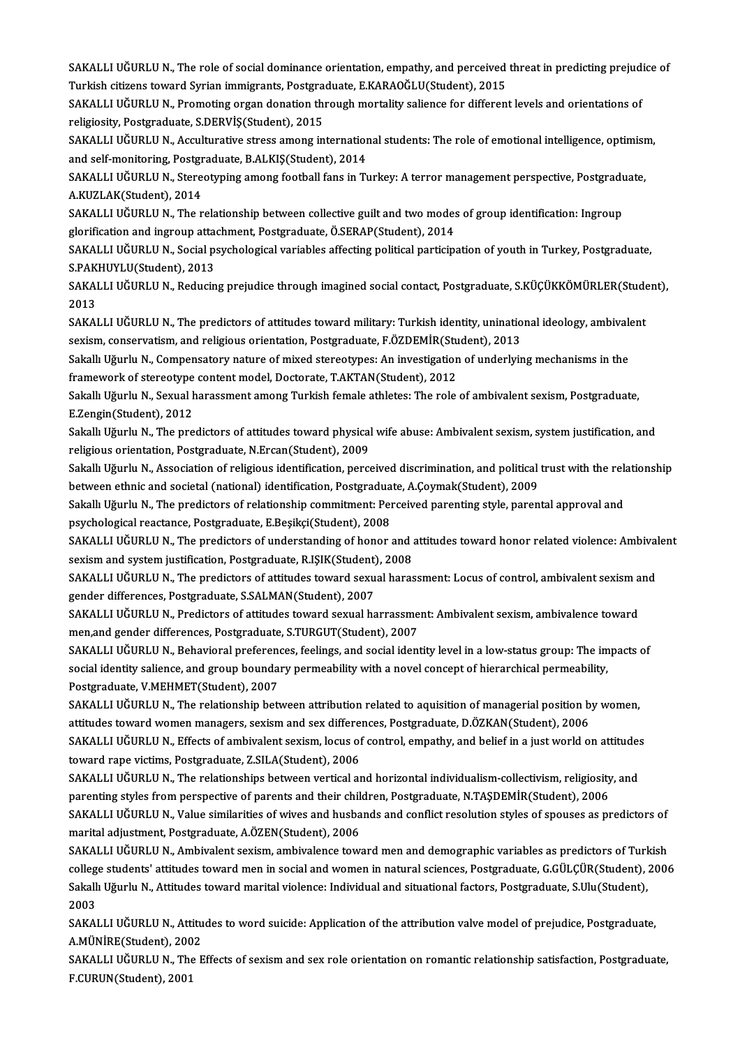SAKALLI UĞURLU N., The role of social dominance orientation, empathy, and perceived threat in predicting prejudice of Turkish citizens toward Syrian immigrants, Postgraduate, E.KARAOĞLU(Student), 2015

SAKALLI UĞURLU N., Promoting organ donation through mortality salience for different levels and orientations of religiosity, Postgraduate, S.DERVİŞ(Student), 2015

SAKALLI UĞURLU N., Acculturative stress among international students: The role of emotional intelligence, optimism, and self-monitoring, Postgraduate, B.ALKIŞ(Student), 2014

SAKALLI UĞURLU N., Stereotyping among football fans in Turkey: A terror management perspective, Postgraduate, A.KUZLAK(Student), 2014

SAKALLI UĞURLU N., The relationship between collective guilt and two modes of group identification: Ingroup glorification and ingroup attachment, Postgraduate, Ö.SERAP(Student), 2014

SAKALLI UĞURLU N., Social psychological variables affecting political participation of youth in Turkey, Postgraduate, S.PAKHUYLU(Student), 2013

SAKALLI UĞURLU N., Reducing prejudice through imagined social contact, Postgraduate, S.KÜÇÜKKÖMÜRLER(Student), 2013

SAKALLI UĞURLU N., The predictors of attitudes toward military: Turkish identity, uninational ideology, ambivalent sexism, conservatism, and religious orientation, Postgraduate, F.ÖZDEMİR(Student), 2013

Sakallı Uğurlu N., Compensatory nature of mixed stereotypes: An investigation of underlying mechanisms in the framework of stereotype content model, Doctorate, T.AKTAN(Student), 2012

Sakallı Uğurlu N., Sexual harassment among Turkish female athletes: The role of ambivalent sexism, Postgraduate, E.Zengin(Student), 2012

Sakallı Uğurlu N., The predictors of attitudes toward physical wife abuse: Ambivalent sexism, system justification, and religious orientation, Postgraduate, N.Ercan(Student), 2009

Sakallı Uğurlu N., Association of religious identification, perceived discrimination, and political trust with the relationship between ethnic and societal (national) identification, Postgraduate, A.Çoymak(Student), 2009

Sakallı Uğurlu N., The predictors of relationship commitment: Perceived parenting style, parental approval and psychological reactance, Postgraduate, E.Beşikçi(Student), 2008

SAKALLI UĞURLU N., The predictors of understanding of honor and attitudes toward honor related violence: Ambivalent sexism and system justification, Postgraduate, R.IŞIK(Student), 2008

SAKALLI UĞURLU N., The predictors of attitudes toward sexual harassment: Locus of control, ambivalent sexism and gender differences, Postgraduate, S.SALMAN(Student), 2007

SAKALLI UĞURLU N., Predictors of attitudes toward sexual harrassment: Ambivalent sexism, ambivalence toward men,and gender differences, Postgraduate, S.TURGUT(Student), 2007

SAKALLI UĞURLU N., Behavioral preferences, feelings, and social identity level in a low-status group: The impacts of social identity salience, and group boundary permeability with a novel concept of hierarchical permeability, Postgraduate, V.MEHMET(Student), 2007

SAKALLI UĞURLU N., The relationship between attribution related to aquisition of managerial position by women, attitudes toward women managers, sexism and sex differences, Postgraduate, D.ÖZKAN(Student), 2006

SAKALLI UĞURLU N., Effects of ambivalent sexism, locus of control, empathy, and belief in a just world on attitudes toward rape victims, Postgraduate, Z.SILA(Student), 2006

SAKALLI UĞURLU N., The relationships between vertical and horizontal individualism-collectivism, religiosity, and parenting styles from perspective of parents and their children, Postgraduate, N.TAŞDEMİR(Student), 2006

SAKALLI UĞURLU N., Value similarities of wives and husbands and conflict resolution styles of spouses as predictors of marital adjustment, Postgraduate, A.ÖZEN(Student), 2006

SAKALLI UĞURLU N., Ambivalent sexism, ambivalence toward men and demographic variables as predictors of Turkish college students' attitudes toward men in social and women in natural sciences, Postgraduate, G.GÜLÇÜR(Student), 2006

Sakallı Uğurlu N., Attitudes toward marital violence: Individual and situational factors, Postgraduate, S.Ulu(Student), 2003

SAKALLI UĞURLU N., Attitudes to word suicide: Application of the attribution valve model of prejudice, Postgraduate, A.MÜNİRE(Student), 2002

SAKALLI UĞURLU N., The Effects of sexism and sex role orientation on romantic relationship satisfaction, Postgraduate, F.CURUN(Student), 2001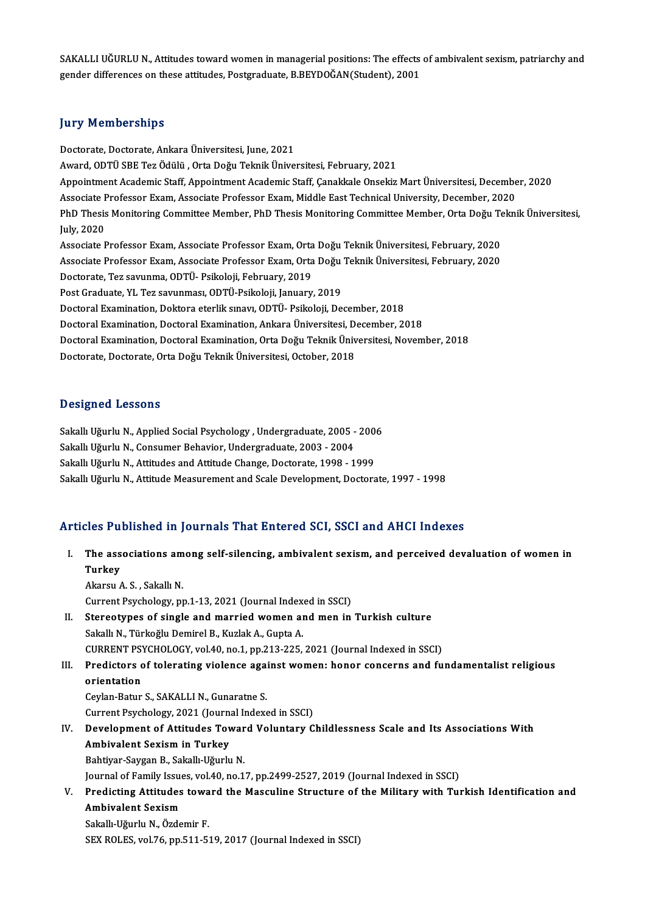SAKALLI UĞURLU N., Attitudes toward women in managerial positions: The effects of ambivalent sexism, patriarchy and gender differences on these attitudes, Postgraduate, B.BEYDOĞAN(Student), 2001

## Jury Memberships

Doctorate, Doctorate, Ankara Üniversitesi, June, 2021
Award, ODTÜ SBE Tez Ödülü , Orta Doğu Teknik Üniversitesi, February, 2021
Appointment Academic Staff, Appointment Academic Staff, Çanakkale Onsekiz Mart Üniversitesi, December, 2020
Associate Professor Exam, Associate Professor Exam, Middle East Technical University, December, 2020
PhD Thesis Monitoring Committee Member, PhD Thesis Monitoring Committee Member, Orta Doğu Teknik Üniversitesi, July, 2020
Associate Professor Exam, Associate Professor Exam, Orta Doğu Teknik Üniversitesi, February, 2020
Associate Professor Exam, Associate Professor Exam, Orta Doğu Teknik Üniversitesi, February, 2020
Doctorate, Tez savunma, ODTÜ- Psikoloji, February, 2019
Post Graduate, YL Tez savunması, ODTÜ-Psikoloji, January, 2019
Doctoral Examination, Doktora eterlik sınavı, ODTÜ- Psikoloji, December, 2018
Doctoral Examination, Doctoral Examination, Ankara Üniversitesi, December, 2018
Doctoral Examination, Doctoral Examination, Orta Doğu Teknik Üniversitesi, November, 2018
Doctorate, Doctorate, Orta Doğu Teknik Üniversitesi, October, 2018

## Designed Lessons

Sakallı Uğurlu N., Applied Social Psychology , Undergraduate, 2005 - 2006
Sakallı Uğurlu N., Consumer Behavior, Undergraduate, 2003 - 2004
Sakallı Uğurlu N., Attitudes and Attitude Change, Doctorate, 1998 - 1999
Sakallı Uğurlu N., Attitude Measurement and Scale Development, Doctorate, 1997 - 1998

## Articles Published in Journals That Entered SCI, SSCI and AHCI Indexes

I. **The associations among self-silencing, ambivalent sexism, and perceived devaluation of women in Turkey**
Akarsu A. S. , Sakallı N.
Current Psychology, pp.1-13, 2021 (Journal Indexed in SSCI)

II. **Stereotypes of single and married women and men in Turkish culture**
Sakallı N., Türkoğlu Demirel B., Kuzlak A., Gupta A.
CURRENT PSYCHOLOGY, vol.40, no.1, pp.213-225, 2021 (Journal Indexed in SSCI)

III. **Predictors of tolerating violence against women: honor concerns and fundamentalist religious orientation**
Ceylan-Batur S., SAKALLI N., Gunaratne S.
Current Psychology, 2021 (Journal Indexed in SSCI)

IV. **Development of Attitudes Toward Voluntary Childlessness Scale and Its Associations With Ambivalent Sexism in Turkey**
Bahtiyar-Saygan B., Sakallı-Uğurlu N.
Journal of Family Issues, vol.40, no.17, pp.2499-2527, 2019 (Journal Indexed in SSCI)

V. **Predicting Attitudes toward the Masculine Structure of the Military with Turkish Identification and Ambivalent Sexism**
Sakallı-Uğurlu N., Özdemir F.
SEX ROLES, vol.76, pp.511-519, 2017 (Journal Indexed in SSCI)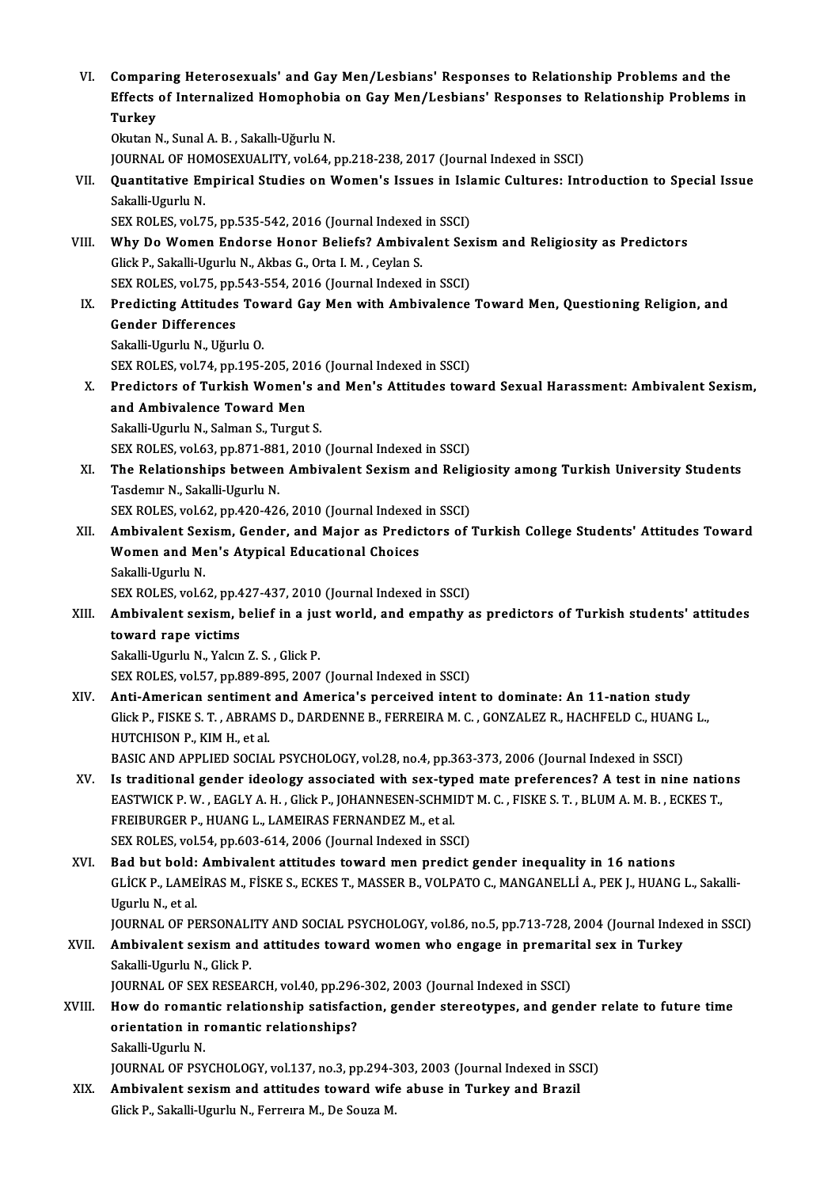VI. **Comparing Heterosexuals' and Gay Men/Lesbians' Responses to Relationship Problems and the Effects of Internalized Homophobia on Gay Men/Lesbians' Responses to Relationship Problems in Turkey**
Okutan N., Sunal A. B. , Sakallı-Uğurlu N.
JOURNAL OF HOMOSEXUALITY, vol.64, pp.218-238, 2017 (Journal Indexed in SSCI)

VII. **Quantitative Empirical Studies on Women's Issues in Islamic Cultures: Introduction to Special Issue**
Sakalli-Ugurlu N.
SEX ROLES, vol.75, pp.535-542, 2016 (Journal Indexed in SSCI)

VIII. **Why Do Women Endorse Honor Beliefs? Ambivalent Sexism and Religiosity as Predictors**
Glick P., Sakalli-Ugurlu N., Akbas G., Orta I. M. , Ceylan S.
SEX ROLES, vol.75, pp.543-554, 2016 (Journal Indexed in SSCI)

IX. **Predicting Attitudes Toward Gay Men with Ambivalence Toward Men, Questioning Religion, and Gender Differences**
Sakalli-Ugurlu N., Uğurlu O.
SEX ROLES, vol.74, pp.195-205, 2016 (Journal Indexed in SSCI)

X. **Predictors of Turkish Women's and Men's Attitudes toward Sexual Harassment: Ambivalent Sexism, and Ambivalence Toward Men**
Sakalli-Ugurlu N., Salman S., Turgut S.
SEX ROLES, vol.63, pp.871-881, 2010 (Journal Indexed in SSCI)

XI. **The Relationships between Ambivalent Sexism and Religiosity among Turkish University Students**
Tasdemır N., Sakalli-Ugurlu N.
SEX ROLES, vol.62, pp.420-426, 2010 (Journal Indexed in SSCI)

XII. **Ambivalent Sexism, Gender, and Major as Predictors of Turkish College Students' Attitudes Toward Women and Men's Atypical Educational Choices**
Sakalli-Ugurlu N.
SEX ROLES, vol.62, pp.427-437, 2010 (Journal Indexed in SSCI)

XIII. **Ambivalent sexism, belief in a just world, and empathy as predictors of Turkish students' attitudes toward rape victims**
Sakalli-Ugurlu N., Yalcın Z. S. , Glick P.
SEX ROLES, vol.57, pp.889-895, 2007 (Journal Indexed in SSCI)

XIV. **Anti-American sentiment and America's perceived intent to dominate: An 11-nation study**
Glick P., FISKE S. T. , ABRAMS D., DARDENNE B., FERREIRA M. C. , GONZALEZ R., HACHFELD C., HUANG L., HUTCHISON P., KIM H., et al.
BASIC AND APPLIED SOCIAL PSYCHOLOGY, vol.28, no.4, pp.363-373, 2006 (Journal Indexed in SSCI)

XV. **Is traditional gender ideology associated with sex-typed mate preferences? A test in nine nations**
EASTWICK P. W. , EAGLY A. H. , Glick P., JOHANNESEN-SCHMIDT M. C. , FISKE S. T. , BLUM A. M. B. , ECKES T., FREIBURGER P., HUANG L., LAMEIRAS FERNANDEZ M., et al.
SEX ROLES, vol.54, pp.603-614, 2006 (Journal Indexed in SSCI)

XVI. **Bad but bold: Ambivalent attitudes toward men predict gender inequality in 16 nations**
GLİCK P., LAMEİRAS M., FİSKE S., ECKES T., MASSER B., VOLPATO C., MANGANELLİ A., PEK J., HUANG L., Sakalli-Ugurlu N., et al.
JOURNAL OF PERSONALITY AND SOCIAL PSYCHOLOGY, vol.86, no.5, pp.713-728, 2004 (Journal Indexed in SSCI)

XVII. **Ambivalent sexism and attitudes toward women who engage in premarital sex in Turkey**
Sakalli-Ugurlu N., Glick P.
JOURNAL OF SEX RESEARCH, vol.40, pp.296-302, 2003 (Journal Indexed in SSCI)

XVIII. **How do romantic relationship satisfaction, gender stereotypes, and gender relate to future time orientation in romantic relationships?**
Sakalli-Ugurlu N.
JOURNAL OF PSYCHOLOGY, vol.137, no.3, pp.294-303, 2003 (Journal Indexed in SSCI)

XIX. **Ambivalent sexism and attitudes toward wife abuse in Turkey and Brazil**
Glick P., Sakalli-Ugurlu N., Ferreıra M., De Souza M.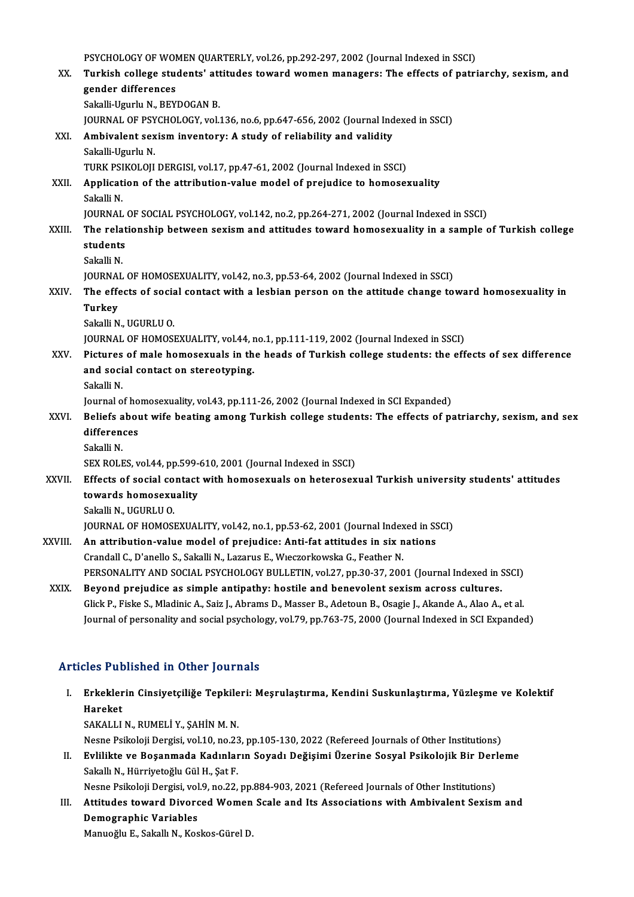PSYCHOLOGY OF WOMEN QUARTERLY, vol.26, pp.292-297, 2002 (Journal Indexed in SSCI)

XX. **Turkish college students' attitudes toward women managers: The effects of patriarchy, sexism, and gender differences**
Sakalli-Ugurlu N., BEYDOGAN B.
JOURNAL OF PSYCHOLOGY, vol.136, no.6, pp.647-656, 2002 (Journal Indexed in SSCI)

XXI. **Ambivalent sexism inventory: A study of reliability and validity**
Sakalli-Ugurlu N.
TURK PSIKOLOJI DERGISI, vol.17, pp.47-61, 2002 (Journal Indexed in SSCI)

XXII. **Application of the attribution-value model of prejudice to homosexuality**
Sakalli N.
JOURNAL OF SOCIAL PSYCHOLOGY, vol.142, no.2, pp.264-271, 2002 (Journal Indexed in SSCI)

XXIII. **The relationship between sexism and attitudes toward homosexuality in a sample of Turkish college students**
Sakalli N.
JOURNAL OF HOMOSEXUALITY, vol.42, no.3, pp.53-64, 2002 (Journal Indexed in SSCI)

XXIV. **The effects of social contact with a lesbian person on the attitude change toward homosexuality in Turkey**
Sakalli N., UGURLU O.
JOURNAL OF HOMOSEXUALITY, vol.44, no.1, pp.111-119, 2002 (Journal Indexed in SSCI)

XXV. **Pictures of male homosexuals in the heads of Turkish college students: the effects of sex difference and social contact on stereotyping.**
Sakalli N.
Journal of homosexuality, vol.43, pp.111-26, 2002 (Journal Indexed in SCI Expanded)

XXVI. **Beliefs about wife beating among Turkish college students: The effects of patriarchy, sexism, and sex differences**
Sakalli N.
SEX ROLES, vol.44, pp.599-610, 2001 (Journal Indexed in SSCI)

XXVII. **Effects of social contact with homosexuals on heterosexual Turkish university students' attitudes towards homosexuality**
Sakalli N., UGURLU O.
JOURNAL OF HOMOSEXUALITY, vol.42, no.1, pp.53-62, 2001 (Journal Indexed in SSCI)

XXVIII. **An attribution-value model of prejudice: Anti-fat attitudes in six nations**
Crandall C., D'anello S., Sakalli N., Lazarus E., Wıeczorkowska G., Feather N.
PERSONALITY AND SOCIAL PSYCHOLOGY BULLETIN, vol.27, pp.30-37, 2001 (Journal Indexed in SSCI)

XXIX. **Beyond prejudice as simple antipathy: hostile and benevolent sexism across cultures.**
Glick P., Fiske S., Mladinic A., Saiz J., Abrams D., Masser B., Adetoun B., Osagie J., Akande A., Alao A., et al.
Journal of personality and social psychology, vol.79, pp.763-75, 2000 (Journal Indexed in SCI Expanded)

## Articles Published in Other Journals

I. **Erkeklerin Cinsiyetçiliğe Tepkileri: Meşrulaştırma, Kendini Suskunlaştırma, Yüzleşme ve Kolektif Hareket**
SAKALLI N., RUMELİ Y., ŞAHİN M. N.
Nesne Psikoloji Dergisi, vol.10, no.23, pp.105-130, 2022 (Refereed Journals of Other Institutions)

II. **Evlilikte ve Boşanmada Kadınların Soyadı Değişimi Üzerine Sosyal Psikolojik Bir Derleme**
Sakallı N., Hürriyetoğlu Gül H., Şat F.
Nesne Psikoloji Dergisi, vol.9, no.22, pp.884-903, 2021 (Refereed Journals of Other Institutions)

III. **Attitudes toward Divorced Women Scale and Its Associations with Ambivalent Sexism and Demographic Variables**
Manuoğlu E., Sakallı N., Koskos-Gürel D.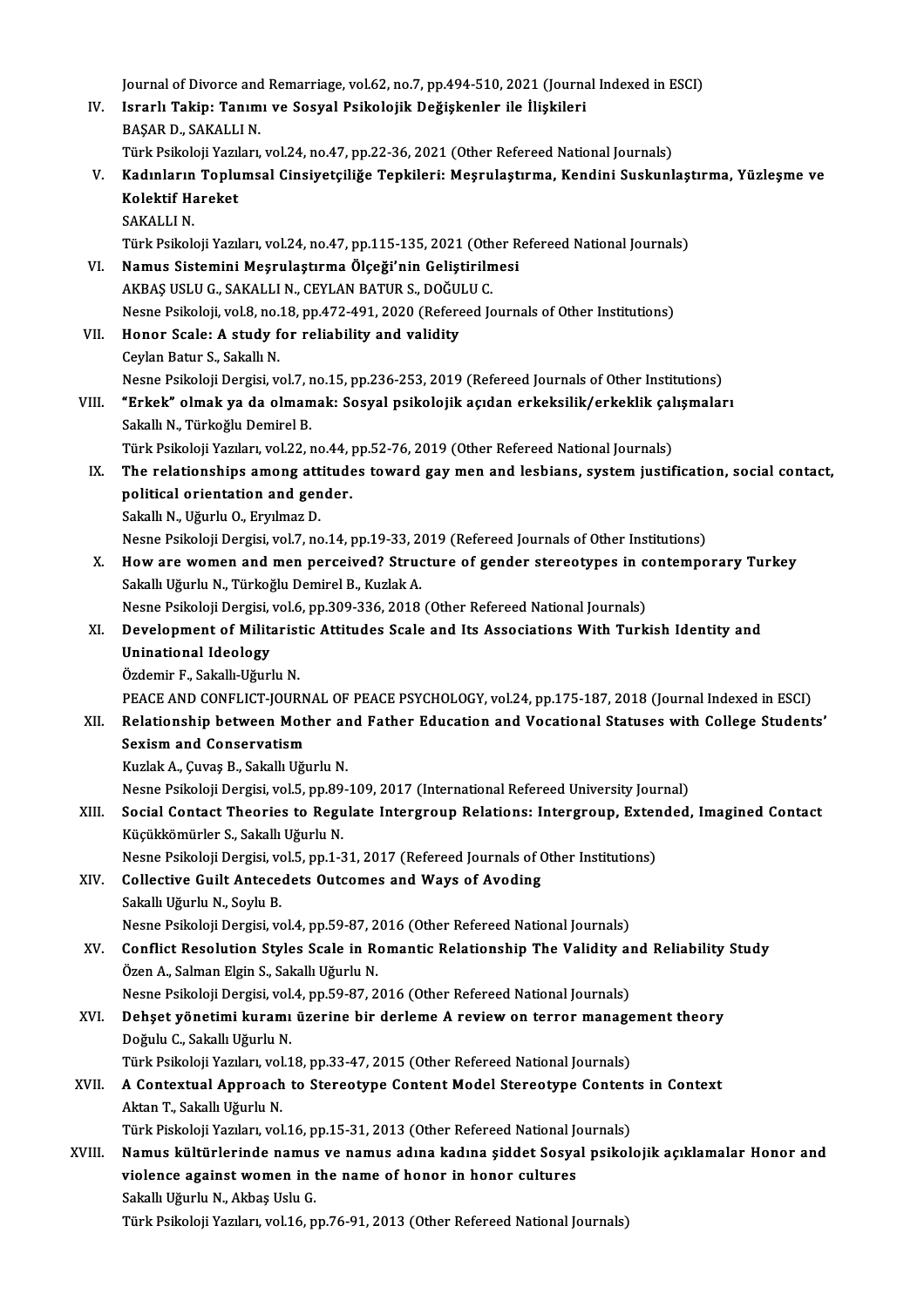Journal of Divorce and Remarriage, vol.62, no.7, pp.494-510, 2021 (Journal Indexed in ESCI)

IV. **Israrlı Takip: Tanımı ve Sosyal Psikolojik Değişkenler ile İlişkileri**
BAŞAR D., SAKALLI N.
Türk Psikoloji Yazıları, vol.24, no.47, pp.22-36, 2021 (Other Refereed National Journals)

V. **Kadınların Toplumsal Cinsiyetçiliğe Tepkileri: Meşrulaştırma, Kendini Suskunlaştırma, Yüzleşme ve Kolektif Hareket**
SAKALLI N.
Türk Psikoloji Yazıları, vol.24, no.47, pp.115-135, 2021 (Other Refereed National Journals)

VI. **Namus Sistemini Meşrulaştırma Ölçeği'nin Geliştirilmesi**
AKBAŞ USLU G., SAKALLI N., CEYLAN BATUR S., DOĞULU C.
Nesne Psikoloji, vol.8, no.18, pp.472-491, 2020 (Refereed Journals of Other Institutions)

VII. **Honor Scale: A study for reliability and validity**
Ceylan Batur S., Sakallı N.
Nesne Psikoloji Dergisi, vol.7, no.15, pp.236-253, 2019 (Refereed Journals of Other Institutions)

VIII. **"Erkek" olmak ya da olmamak: Sosyal psikolojik açıdan erkeksilik/erkeklik çalışmaları**
Sakallı N., Türkoğlu Demirel B.
Türk Psikoloji Yazıları, vol.22, no.44, pp.52-76, 2019 (Other Refereed National Journals)

IX. **The relationships among attitudes toward gay men and lesbians, system justification, social contact, political orientation and gender.**
Sakallı N., Uğurlu O., Eryılmaz D.
Nesne Psikoloji Dergisi, vol.7, no.14, pp.19-33, 2019 (Refereed Journals of Other Institutions)

X. **How are women and men perceived? Structure of gender stereotypes in contemporary Turkey**
Sakallı Uğurlu N., Türkoğlu Demirel B., Kuzlak A.
Nesne Psikoloji Dergisi, vol.6, pp.309-336, 2018 (Other Refereed National Journals)

XI. **Development of Militaristic Attitudes Scale and Its Associations With Turkish Identity and Uninational Ideology**
Özdemir F., Sakallı-Uğurlu N.
PEACE AND CONFLICT-JOURNAL OF PEACE PSYCHOLOGY, vol.24, pp.175-187, 2018 (Journal Indexed in ESCI)

XII. **Relationship between Mother and Father Education and Vocational Statuses with College Students' Sexism and Conservatism**
Kuzlak A., Çuvaş B., Sakallı Uğurlu N.
Nesne Psikoloji Dergisi, vol.5, pp.89-109, 2017 (International Refereed University Journal)

XIII. **Social Contact Theories to Regulate Intergroup Relations: Intergroup, Extended, Imagined Contact**
Küçükkömürler S., Sakallı Uğurlu N.
Nesne Psikoloji Dergisi, vol.5, pp.1-31, 2017 (Refereed Journals of Other Institutions)

XIV. **Collective Guilt Antecedets Outcomes and Ways of Avoding**
Sakallı Uğurlu N., Soylu B.
Nesne Psikoloji Dergisi, vol.4, pp.59-87, 2016 (Other Refereed National Journals)

XV. **Conflict Resolution Styles Scale in Romantic Relationship The Validity and Reliability Study**
Özen A., Salman Elgin S., Sakallı Uğurlu N.
Nesne Psikoloji Dergisi, vol.4, pp.59-87, 2016 (Other Refereed National Journals)

XVI. **Dehşet yönetimi kuramı üzerine bir derleme A review on terror management theory**
Doğulu C., Sakallı Uğurlu N.
Türk Psikoloji Yazıları, vol.18, pp.33-47, 2015 (Other Refereed National Journals)

XVII. **A Contextual Approach to Stereotype Content Model Stereotype Contents in Context**
Aktan T., Sakallı Uğurlu N.
Türk Piskoloji Yazıları, vol.16, pp.15-31, 2013 (Other Refereed National Journals)

XVIII. **Namus kültürlerinde namus ve namus adına kadına şiddet Sosyal psikolojik açıklamalar Honor and violence against women in the name of honor in honor cultures**
Sakallı Uğurlu N., Akbaş Uslu G.
Türk Psikoloji Yazıları, vol.16, pp.76-91, 2013 (Other Refereed National Journals)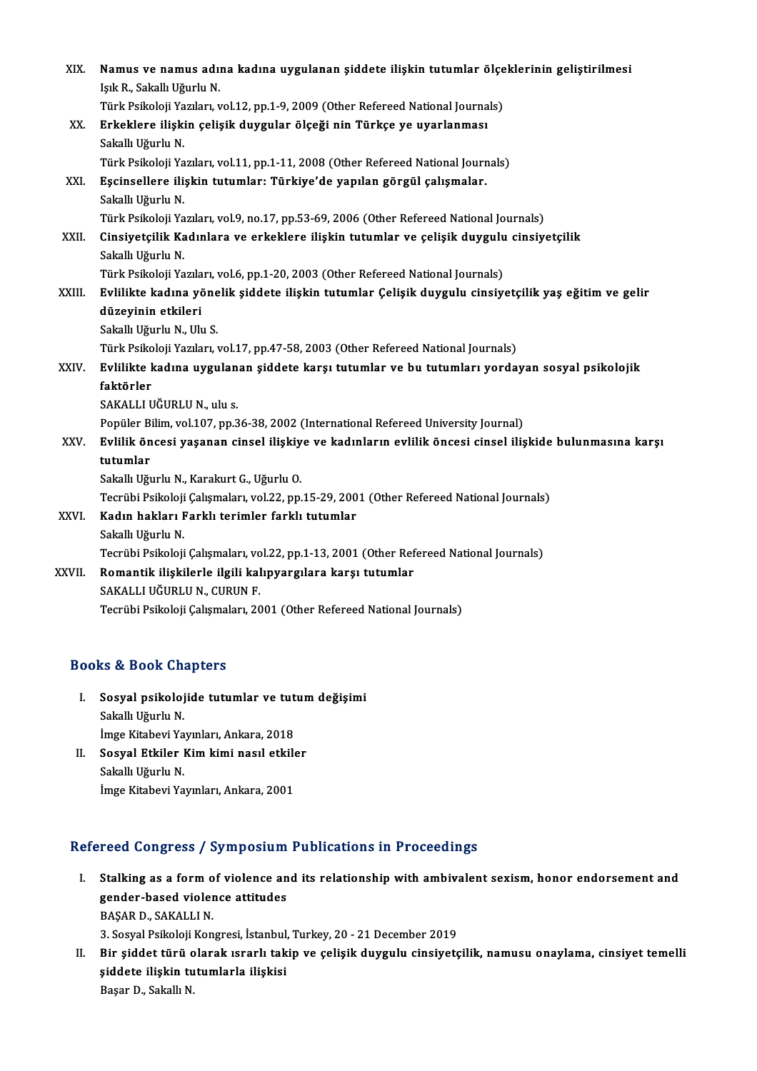XIX. **Namus ve namus adına kadına uygulanan şiddete ilişkin tutumlar ölçeklerinin geliştirilmesi**
Işık R., Sakallı Uğurlu N.
Türk Psikoloji Yazıları, vol.12, pp.1-9, 2009 (Other Refereed National Journals)

XX. **Erkeklere ilişkin çelişik duygular ölçeği nin Türkçe ye uyarlanması**
Sakallı Uğurlu N.
Türk Psikoloji Yazıları, vol.11, pp.1-11, 2008 (Other Refereed National Journals)

XXI. **Eşcinsellere ilişkin tutumlar: Türkiye'de yapılan görgül çalışmalar.**
Sakallı Uğurlu N.
Türk Psikoloji Yazıları, vol.9, no.17, pp.53-69, 2006 (Other Refereed National Journals)

XXII. **Cinsiyetçilik Kadınlara ve erkeklere ilişkin tutumlar ve çelişik duygulu cinsiyetçilik**
Sakallı Uğurlu N.
Türk Psikoloji Yazıları, vol.6, pp.1-20, 2003 (Other Refereed National Journals)

XXIII. **Evlilikte kadına yönelik şiddete ilişkin tutumlar Çelişik duygulu cinsiyetçilik yaş eğitim ve gelir düzeyinin etkileri**
Sakallı Uğurlu N., Ulu S.
Türk Psikoloji Yazıları, vol.17, pp.47-58, 2003 (Other Refereed National Journals)

XXIV. **Evlilikte kadına uygulanan şiddete karşı tutumlar ve bu tutumları yordayan sosyal psikolojik faktörler**
SAKALLI UĞURLU N., ulu s.
Popüler Bilim, vol.107, pp.36-38, 2002 (International Refereed University Journal)

XXV. **Evlilik öncesi yaşanan cinsel ilişkiye ve kadınların evlilik öncesi cinsel ilişkide bulunmasına karşı tutumlar**
Sakallı Uğurlu N., Karakurt G., Uğurlu O.
Tecrübi Psikoloji Çalışmaları, vol.22, pp.15-29, 2001 (Other Refereed National Journals)

XXVI. **Kadın hakları Farklı terimler farklı tutumlar**
Sakallı Uğurlu N.
Tecrübi Psikoloji Çalışmaları, vol.22, pp.1-13, 2001 (Other Refereed National Journals)

XXVII. **Romantik ilişkilerle ilgili kalıpyargılara karşı tutumlar**
SAKALLI UĞURLU N., CURUN F.
Tecrübi Psikoloji Çalışmaları, 2001 (Other Refereed National Journals)

## Books & Book Chapters

I. **Sosyal psikolojide tutumlar ve tutum değişimi**
Sakallı Uğurlu N.
İmge Kitabevi Yayınları, Ankara, 2018

II. **Sosyal Etkiler Kim kimi nasıl etkiler**
Sakallı Uğurlu N.
İmge Kitabevi Yayınları, Ankara, 2001

## Refereed Congress / Symposium Publications in Proceedings

I. **Stalking as a form of violence and its relationship with ambivalent sexism, honor endorsement and gender-based violence attitudes**
BAŞAR D., SAKALLI N.
3. Sosyal Psikoloji Kongresi, İstanbul, Turkey, 20 - 21 December 2019

II. **Bir şiddet türü olarak ısrarlı takip ve çelişik duygulu cinsiyetçilik, namusu onaylama, cinsiyet temelli şiddete ilişkin tutumlarla ilişkisi**
Başar D., Sakallı N.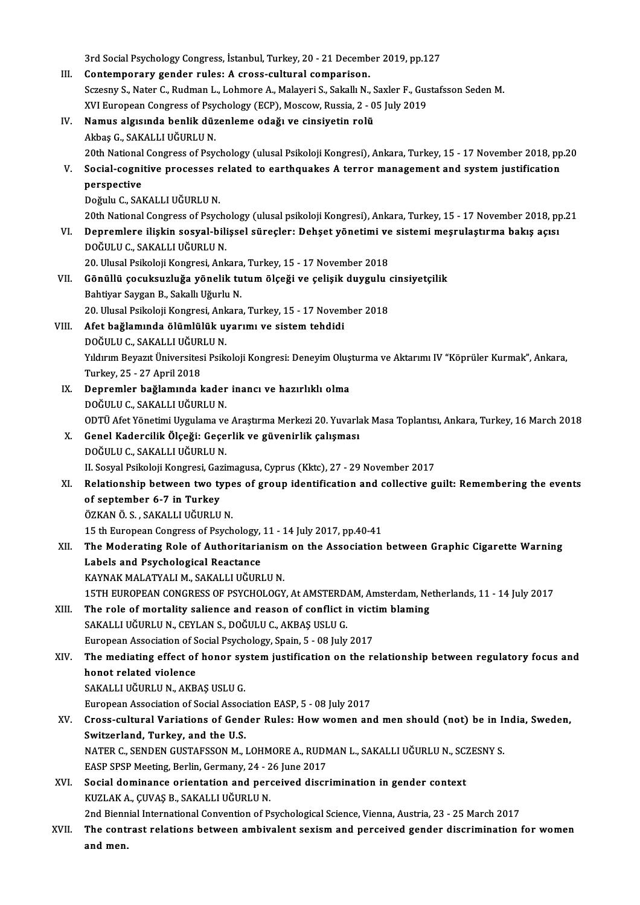3rd Social Psychology Congress, İstanbul, Turkey, 20 - 21 December 2019, pp.127

III. **Contemporary gender rules: A cross-cultural comparison.**
Sczesny S., Nater C., Rudman L., Lohmore A., Malayeri S., Sakallı N., Saxler F., Gustafsson Seden M.
XVI European Congress of Psychology (ECP), Moscow, Russia, 2 - 05 July 2019

IV. **Namus algısında benlik düzenleme odağı ve cinsiyetin rolü**
Akbaş G., SAKALLI UĞURLU N.
20th National Congress of Psychology (ulusal Psikoloji Kongresi), Ankara, Turkey, 15 - 17 November 2018, pp.20

V. **Social-cognitive processes related to earthquakes A terror management and system justification perspective**
Doğulu C., SAKALLI UĞURLU N.
20th National Congress of Psychology (ulusal psikoloji Kongresi), Ankara, Turkey, 15 - 17 November 2018, pp.21

VI. **Depremlere ilişkin sosyal-bilişsel süreçler: Dehşet yönetimi ve sistemi meşrulaştırma bakış açısı**
DOĞULU C., SAKALLI UĞURLU N.
20. Ulusal Psikoloji Kongresi, Ankara, Turkey, 15 - 17 November 2018

VII. **Gönüllü çocuksuzluğa yönelik tutum ölçeği ve çelişik duygulu cinsiyetçilik**
Bahtiyar Saygan B., Sakallı Uğurlu N.
20. Ulusal Psikoloji Kongresi, Ankara, Turkey, 15 - 17 November 2018

VIII. **Afet bağlamında ölümlülük uyarımı ve sistem tehdidi**
DOĞULU C., SAKALLI UĞURLU N.
Yıldırım Beyazıt Üniversitesi Psikoloji Kongresi: Deneyim Oluşturma ve Aktarımı IV "Köprüler Kurmak", Ankara, Turkey, 25 - 27 April 2018

IX. **Depremler bağlamında kader inancı ve hazırlıklı olma**
DOĞULU C., SAKALLI UĞURLU N.
ODTÜ Afet Yönetimi Uygulama ve Araştırma Merkezi 20. Yuvarlak Masa Toplantısı, Ankara, Turkey, 16 March 2018

X. **Genel Kadercilik Ölçeği: Geçerlik ve güvenirlik çalışması**
DOĞULU C., SAKALLI UĞURLU N.
II. Sosyal Psikoloji Kongresi, Gazimagusa, Cyprus (Kktc), 27 - 29 November 2017

XI. **Relationship between two types of group identification and collective guilt: Remembering the events of september 6-7 in Turkey**
ÖZKAN Ö. S. , SAKALLI UĞURLU N.
15 th European Congress of Psychology, 11 - 14 July 2017, pp.40-41

XII. **The Moderating Role of Authoritarianism on the Association between Graphic Cigarette Warning Labels and Psychological Reactance**
KAYNAK MALATYALI M., SAKALLI UĞURLU N.
15TH EUROPEAN CONGRESS OF PSYCHOLOGY, At AMSTERDAM, Amsterdam, Netherlands, 11 - 14 July 2017

XIII. **The role of mortality salience and reason of conflict in victim blaming**
SAKALLI UĞURLU N., CEYLAN S., DOĞULU C., AKBAŞ USLU G.
European Association of Social Psychology, Spain, 5 - 08 July 2017

XIV. **The mediating effect of honor system justification on the relationship between regulatory focus and honot related violence**
SAKALLI UĞURLU N., AKBAŞ USLU G.
European Association of Social Association EASP, 5 - 08 July 2017

XV. **Cross-cultural Variations of Gender Rules: How women and men should (not) be in India, Sweden, Switzerland, Turkey, and the U.S.**
NATER C., SENDEN GUSTAFSSON M., LOHMORE A., RUDMAN L., SAKALLI UĞURLU N., SCZESNY S.
EASP SPSP Meeting, Berlin, Germany, 24 - 26 June 2017

XVI. **Social dominance orientation and perceived discrimination in gender context**
KUZLAK A., ÇUVAŞ B., SAKALLI UĞURLU N.
2nd Biennial International Convention of Psychological Science, Vienna, Austria, 23 - 25 March 2017

XVII. **The contrast relations between ambivalent sexism and perceived gender discrimination for women and men.**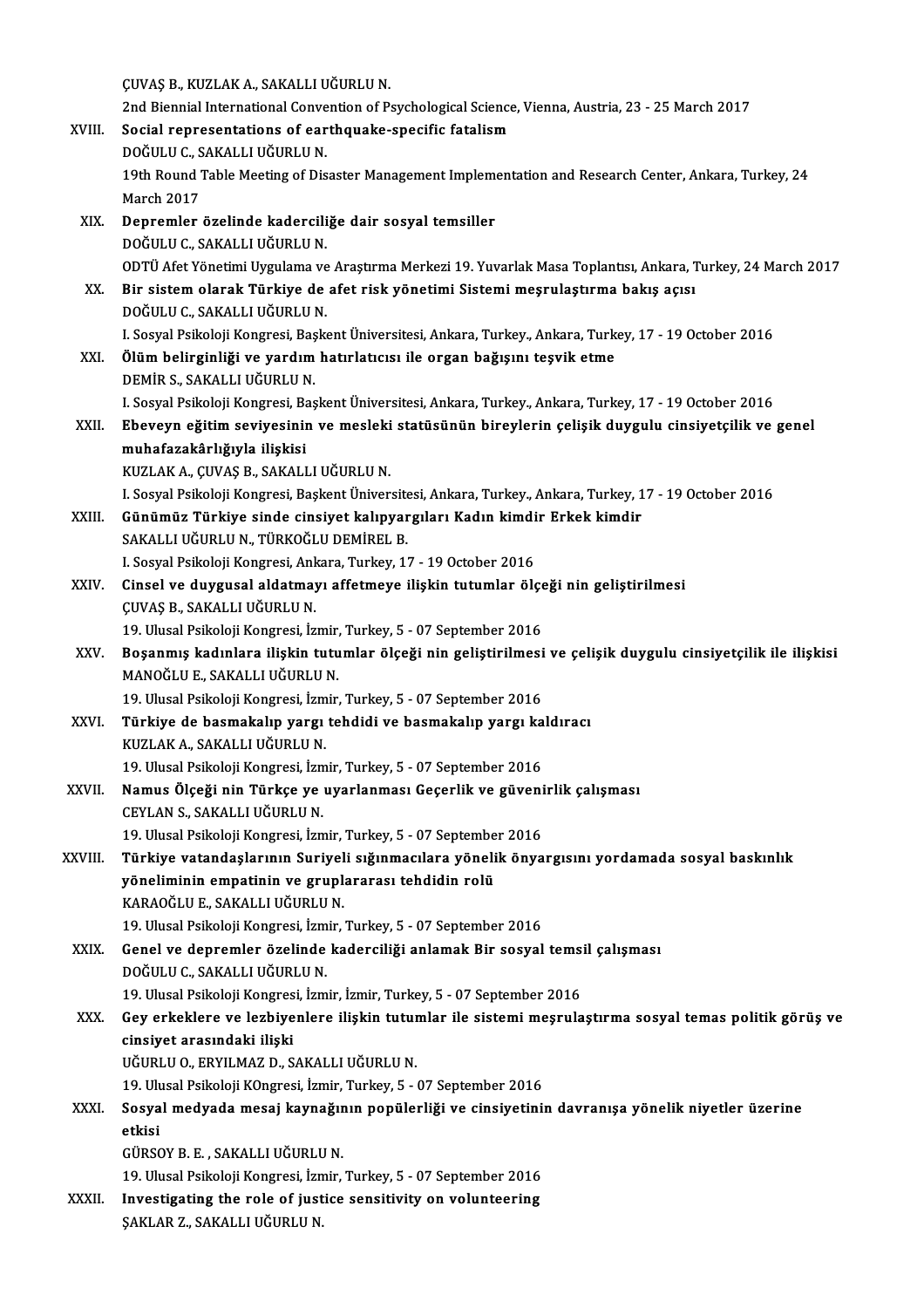ÇUVAŞ B., KUZLAK A., SAKALLI UĞURLU N.
2nd Biennial International Convention of Psychological Science, Vienna, Austria, 23 - 25 March 2017

XVIII. **Social representations of earthquake-specific fatalism**
DOĞULU C., SAKALLI UĞURLU N.
19th Round Table Meeting of Disaster Management Implementation and Research Center, Ankara, Turkey, 24 March 2017

XIX. **Depremler özelinde kaderciliğe dair sosyal temsiller**
DOĞULU C., SAKALLI UĞURLU N.
ODTÜ Afet Yönetimi Uygulama ve Araştırma Merkezi 19. Yuvarlak Masa Toplantısı, Ankara, Turkey, 24 March 2017

XX. **Bir sistem olarak Türkiye de afet risk yönetimi Sistemi meşrulaştırma bakış açısı**
DOĞULU C., SAKALLI UĞURLU N.
I. Sosyal Psikoloji Kongresi, Başkent Üniversitesi, Ankara, Turkey., Ankara, Turkey, 17 - 19 October 2016

XXI. **Ölüm belirginliği ve yardım hatırlatıcısı ile organ bağışını teşvik etme**
DEMİR S., SAKALLI UĞURLU N.
I. Sosyal Psikoloji Kongresi, Başkent Üniversitesi, Ankara, Turkey., Ankara, Turkey, 17 - 19 October 2016

XXII. **Ebeveyn eğitim seviyesinin ve mesleki statüsünün bireylerin çelişik duygulu cinsiyetçilik ve genel muhafazakârlığıyla ilişkisi**
KUZLAK A., ÇUVAŞ B., SAKALLI UĞURLU N.
I. Sosyal Psikoloji Kongresi, Başkent Üniversitesi, Ankara, Turkey., Ankara, Turkey, 17 - 19 October 2016

XXIII. **Günümüz Türkiye sinde cinsiyet kalıpyargıları Kadın kimdir Erkek kimdir**
SAKALLI UĞURLU N., TÜRKOĞLU DEMİREL B.
I. Sosyal Psikoloji Kongresi, Ankara, Turkey, 17 - 19 October 2016

XXIV. **Cinsel ve duygusal aldatmayı affetmeye ilişkin tutumlar ölçeği nin geliştirilmesi**
ÇUVAŞ B., SAKALLI UĞURLU N.
19. Ulusal Psikoloji Kongresi, İzmir, Turkey, 5 - 07 September 2016

XXV. **Boşanmış kadınlara ilişkin tutumlar ölçeği nin geliştirilmesi ve çelişik duygulu cinsiyetçilik ile ilişkisi**
MANOĞLU E., SAKALLI UĞURLU N.
19. Ulusal Psikoloji Kongresi, İzmir, Turkey, 5 - 07 September 2016

XXVI. **Türkiye de basmakalıp yargı tehdidi ve basmakalıp yargı kaldıracı**
KUZLAK A., SAKALLI UĞURLU N.
19. Ulusal Psikoloji Kongresi, İzmir, Turkey, 5 - 07 September 2016

XXVII. **Namus Ölçeği nin Türkçe ye uyarlanması Geçerlik ve güvenirlik çalışması**
CEYLAN S., SAKALLI UĞURLU N.
19. Ulusal Psikoloji Kongresi, İzmir, Turkey, 5 - 07 September 2016

XXVIII. **Türkiye vatandaşlarının Suriyeli sığınmacılara yönelik önyargısını yordamada sosyal baskınlık yöneliminin empatinin ve gruplararası tehdidin rolü**
KARAOĞLU E., SAKALLI UĞURLU N.
19. Ulusal Psikoloji Kongresi, İzmir, Turkey, 5 - 07 September 2016

XXIX. **Genel ve depremler özelinde kaderciliği anlamak Bir sosyal temsil çalışması**
DOĞULU C., SAKALLI UĞURLU N.
19. Ulusal Psikoloji Kongresi, İzmir, İzmir, Turkey, 5 - 07 September 2016

XXX. **Gey erkeklere ve lezbiyenlere ilişkin tutumlar ile sistemi meşrulaştırma sosyal temas politik görüş ve cinsiyet arasındaki ilişki**
UĞURLU O., ERYILMAZ D., SAKALLI UĞURLU N.
19. Ulusal Psikoloji KOngresi, İzmir, Turkey, 5 - 07 September 2016

XXXI. **Sosyal medyada mesaj kaynağının popülerliği ve cinsiyetinin davranışa yönelik niyetler üzerine etkisi**
GÜRSOY B. E. , SAKALLI UĞURLU N.
19. Ulusal Psikoloji Kongresi, İzmir, Turkey, 5 - 07 September 2016

XXXII. **Investigating the role of justice sensitivity on volunteering**
ŞAKLAR Z., SAKALLI UĞURLU N.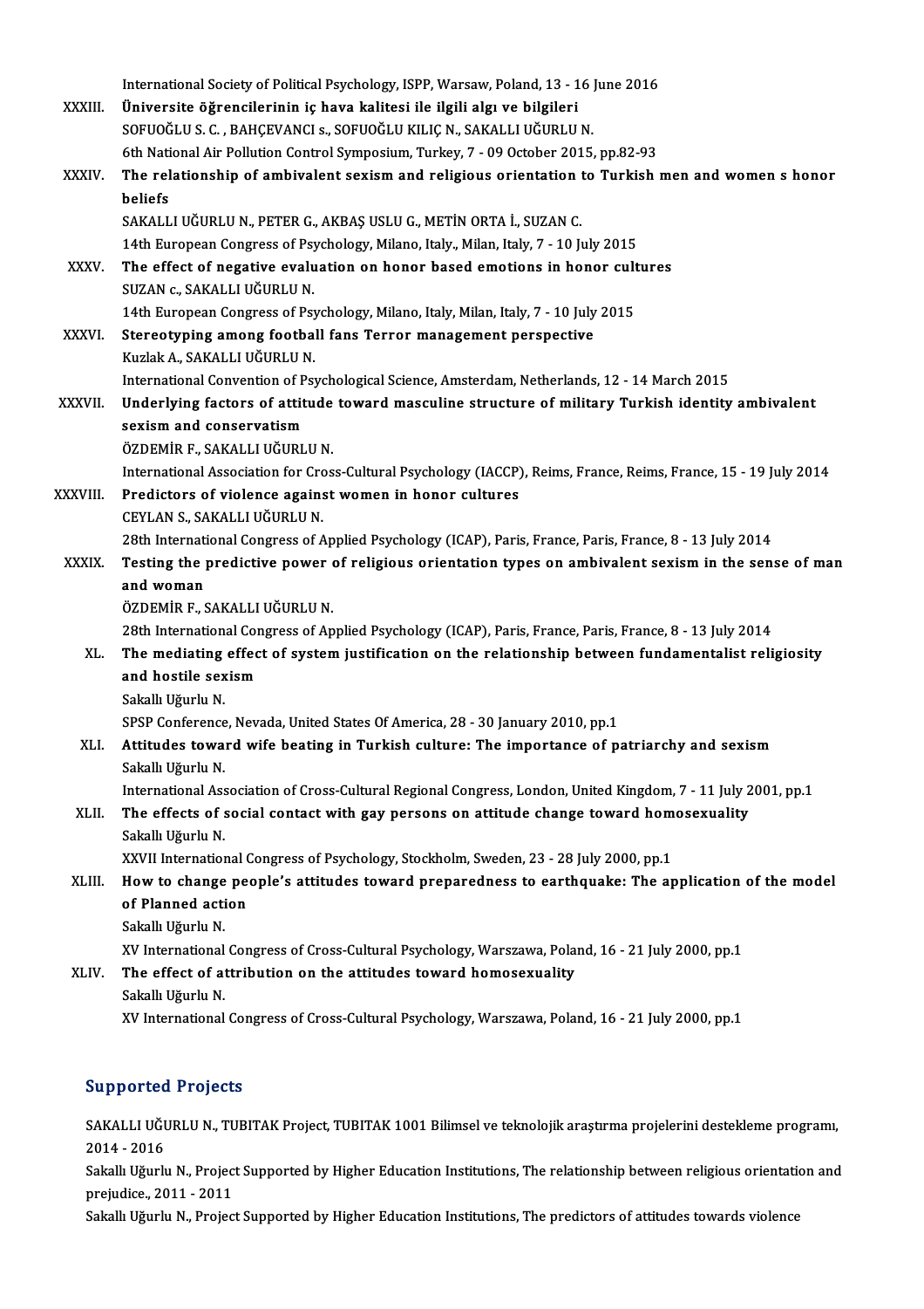International Society of Political Psychology, ISPP, Warsaw, Poland, 13 - 16 June 2016

XXXIII. **Üniversite öğrencilerinin iç hava kalitesi ile ilgili algı ve bilgileri**
SOFUOĞLU S. C. , BAHÇEVANCI s., SOFUOĞLU KILIÇ N., SAKALLI UĞURLU N.
6th National Air Pollution Control Symposium, Turkey, 7 - 09 October 2015, pp.82-93

XXXIV. **The relationship of ambivalent sexism and religious orientation to Turkish men and women s honor beliefs**
SAKALLI UĞURLU N., PETER G., AKBAŞ USLU G., METİN ORTA İ., SUZAN C.
14th European Congress of Psychology, Milano, Italy., Milan, Italy, 7 - 10 July 2015

XXXV. **The effect of negative evaluation on honor based emotions in honor cultures**
SUZAN c., SAKALLI UĞURLU N.
14th European Congress of Psychology, Milano, Italy, Milan, Italy, 7 - 10 July 2015

XXXVI. **Stereotyping among football fans Terror management perspective**
Kuzlak A., SAKALLI UĞURLU N.
International Convention of Psychological Science, Amsterdam, Netherlands, 12 - 14 March 2015

XXXVII. **Underlying factors of attitude toward masculine structure of military Turkish identity ambivalent sexism and conservatism**
ÖZDEMİR F., SAKALLI UĞURLU N.
International Association for Cross-Cultural Psychology (IACCP), Reims, France, Reims, France, 15 - 19 July 2014

XXXVIII. **Predictors of violence against women in honor cultures**
CEYLAN S., SAKALLI UĞURLU N.
28th International Congress of Applied Psychology (ICAP), Paris, France, Paris, France, 8 - 13 July 2014

XXXIX. **Testing the predictive power of religious orientation types on ambivalent sexism in the sense of man and woman**
ÖZDEMİR F., SAKALLI UĞURLU N.
28th International Congress of Applied Psychology (ICAP), Paris, France, Paris, France, 8 - 13 July 2014

XL. **The mediating effect of system justification on the relationship between fundamentalist religiosity and hostile sexism**
Sakallı Uğurlu N.
SPSP Conference, Nevada, United States Of America, 28 - 30 January 2010, pp.1

XLI. **Attitudes toward wife beating in Turkish culture: The importance of patriarchy and sexism**
Sakallı Uğurlu N.
International Association of Cross-Cultural Regional Congress, London, United Kingdom, 7 - 11 July 2001, pp.1

XLII. **The effects of social contact with gay persons on attitude change toward homosexuality**
Sakallı Uğurlu N.
XXVII International Congress of Psychology, Stockholm, Sweden, 23 - 28 July 2000, pp.1

XLIII. **How to change people's attitudes toward preparedness to earthquake: The application of the model of Planned action**
Sakallı Uğurlu N.
XV International Congress of Cross-Cultural Psychology, Warszawa, Poland, 16 - 21 July 2000, pp.1

XLIV. **The effect of attribution on the attitudes toward homosexuality**
Sakallı Uğurlu N.
XV International Congress of Cross-Cultural Psychology, Warszawa, Poland, 16 - 21 July 2000, pp.1

## Supported Projects

SAKALLI UĞURLU N., TUBITAK Project, TUBITAK 1001 Bilimsel ve teknolojik araştırma projelerini destekleme programı, 2014 - 2016

Sakallı Uğurlu N., Project Supported by Higher Education Institutions, The relationship between religious orientation and prejudice., 2011 - 2011

Sakallı Uğurlu N., Project Supported by Higher Education Institutions, The predictors of attitudes towards violence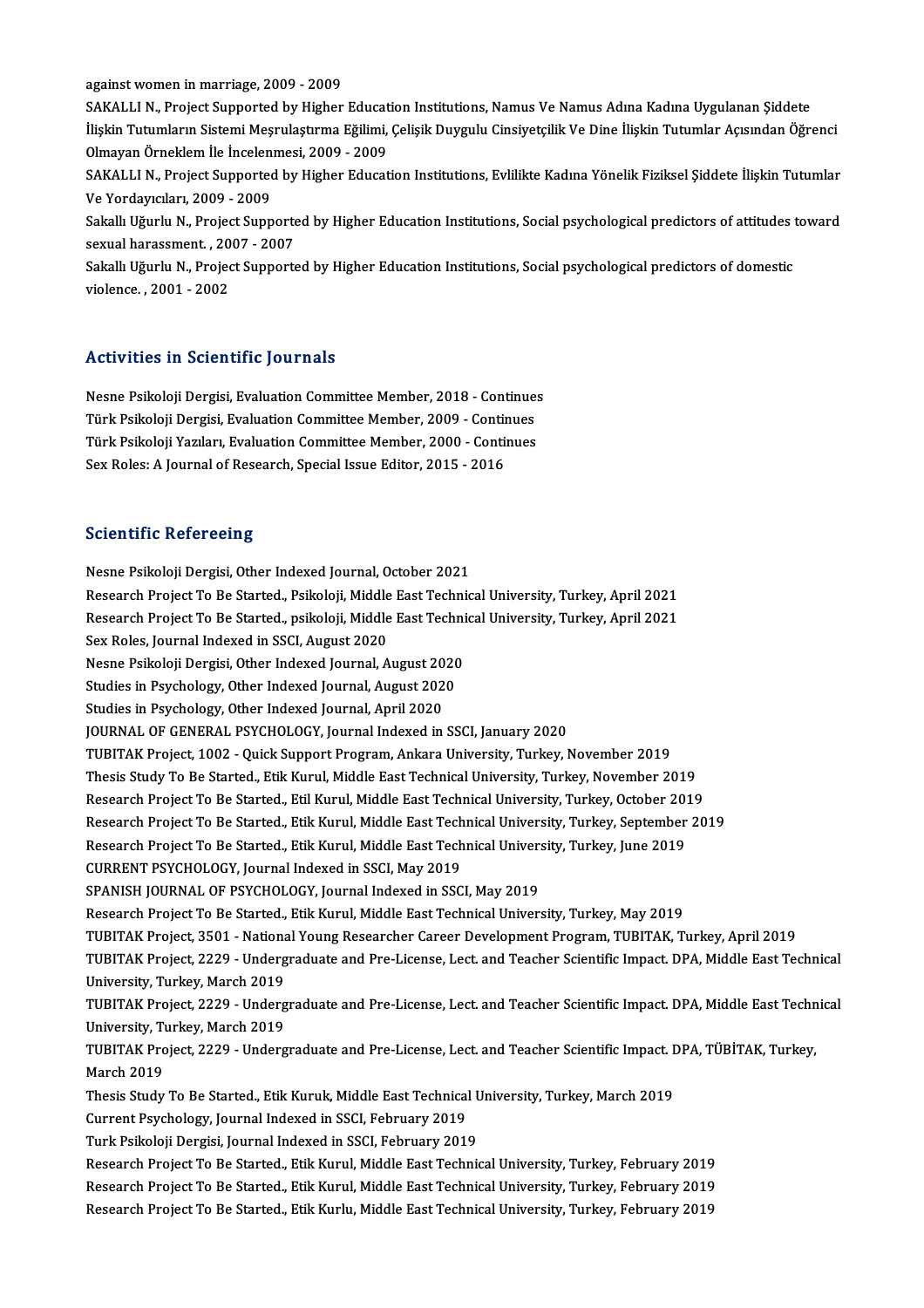against women in marriage, 2009 - 2009

SAKALLI N., Project Supported by Higher Education Institutions, Namus Ve Namus Adına Kadına Uygulanan Şiddete İlişkin Tutumların Sistemi Meşrulaştırma Eğilimi, Çelişik Duygulu Cinsiyetçilik Ve Dine İlişkin Tutumlar Açısından Öğrenci Olmayan Örneklem İle İncelenmesi, 2009 - 2009

SAKALLI N., Project Supported by Higher Education Institutions, Evlilikte Kadına Yönelik Fiziksel Şiddete İlişkin Tutumlar Ve Yordayıcıları, 2009 - 2009

Sakallı Uğurlu N., Project Supported by Higher Education Institutions, Social psychological predictors of attitudes toward sexual harassment. , 2007 - 2007

Sakallı Uğurlu N., Project Supported by Higher Education Institutions, Social psychological predictors of domestic violence. , 2001 - 2002

## Activities in Scientific Journals

Nesne Psikoloji Dergisi, Evaluation Committee Member, 2018 - Continues

Türk Psikoloji Dergisi, Evaluation Committee Member, 2009 - Continues

Türk Psikoloji Yazıları, Evaluation Committee Member, 2000 - Continues

Sex Roles: A Journal of Research, Special Issue Editor, 2015 - 2016

## Scientific Refereeing

Nesne Psikoloji Dergisi, Other Indexed Journal, October 2021

Research Project To Be Started., Psikoloji, Middle East Technical University, Turkey, April 2021

Research Project To Be Started., psikoloji, Middle East Technical University, Turkey, April 2021

Sex Roles, Journal Indexed in SSCI, August 2020

Nesne Psikoloji Dergisi, Other Indexed Journal, August 2020

Studies in Psychology, Other Indexed Journal, August 2020

Studies in Psychology, Other Indexed Journal, April 2020

JOURNAL OF GENERAL PSYCHOLOGY, Journal Indexed in SSCI, January 2020

TUBITAK Project, 1002 - Quick Support Program, Ankara University, Turkey, November 2019

Thesis Study To Be Started., Etik Kurul, Middle East Technical University, Turkey, November 2019

Research Project To Be Started., Etil Kurul, Middle East Technical University, Turkey, October 2019

Research Project To Be Started., Etik Kurul, Middle East Technical University, Turkey, September 2019

Research Project To Be Started., Etik Kurul, Middle East Technical University, Turkey, June 2019

CURRENT PSYCHOLOGY, Journal Indexed in SSCI, May 2019

SPANISH JOURNAL OF PSYCHOLOGY, Journal Indexed in SSCI, May 2019

Research Project To Be Started., Etik Kurul, Middle East Technical University, Turkey, May 2019

TUBITAK Project, 3501 - National Young Researcher Career Development Program, TUBITAK, Turkey, April 2019

TUBITAK Project, 2229 - Undergraduate and Pre-License, Lect. and Teacher Scientific Impact. DPA, Middle East Technical University, Turkey, March 2019

TUBITAK Project, 2229 - Undergraduate and Pre-License, Lect. and Teacher Scientific Impact. DPA, Middle East Technical University, Turkey, March 2019

TUBITAK Project, 2229 - Undergraduate and Pre-License, Lect. and Teacher Scientific Impact. DPA, TÜBİTAK, Turkey, March 2019

Thesis Study To Be Started., Etik Kuruk, Middle East Technical University, Turkey, March 2019

Current Psychology, Journal Indexed in SSCI, February 2019

Turk Psikoloji Dergisi, Journal Indexed in SSCI, February 2019

Research Project To Be Started., Etik Kurul, Middle East Technical University, Turkey, February 2019

Research Project To Be Started., Etik Kurul, Middle East Technical University, Turkey, February 2019

Research Project To Be Started., Etik Kurlu, Middle East Technical University, Turkey, February 2019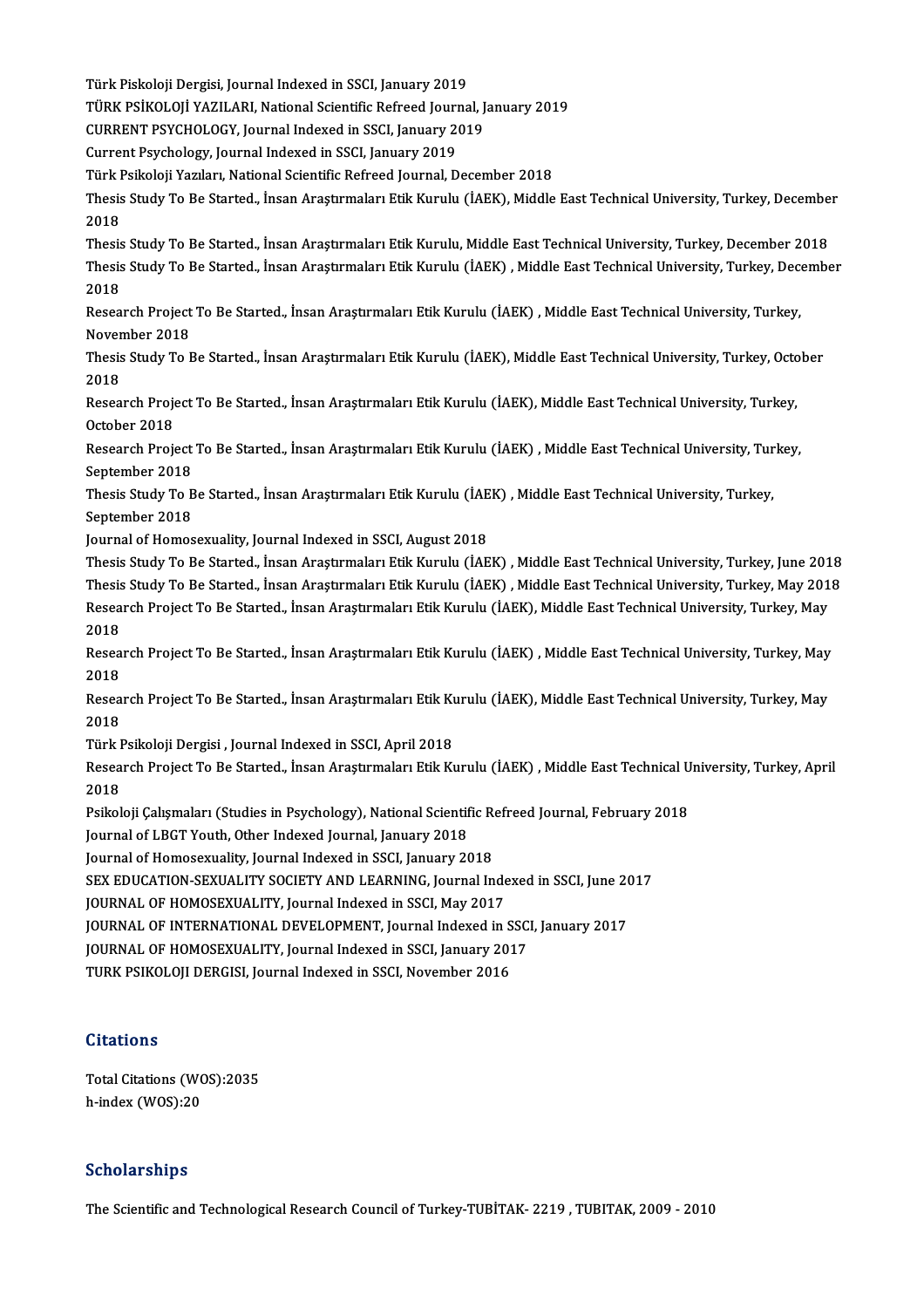Türk Piskoloji Dergisi, Journal Indexed in SSCI, January 2019
TÜRK PSİKOLOJİ YAZILARI, National Scientific Refreed Journal, January 2019
CURRENT PSYCHOLOGY, Journal Indexed in SSCI, January 2019
Current Psychology, Journal Indexed in SSCI, January 2019
Türk Psikoloji Yazıları, National Scientific Refreed Journal, December 2018
Thesis Study To Be Started., İnsan Araştırmaları Etik Kurulu (İAEK), Middle East Technical University, Turkey, December 2018
Thesis Study To Be Started., İnsan Araştırmaları Etik Kurulu, Middle East Technical University, Turkey, December 2018
Thesis Study To Be Started., İnsan Araştırmaları Etik Kurulu (İAEK) , Middle East Technical University, Turkey, December 2018
Research Project To Be Started., İnsan Araştırmaları Etik Kurulu (İAEK) , Middle East Technical University, Turkey, November 2018
Thesis Study To Be Started., İnsan Araştırmaları Etik Kurulu (İAEK), Middle East Technical University, Turkey, October 2018
Research Project To Be Started., İnsan Araştırmaları Etik Kurulu (İAEK), Middle East Technical University, Turkey, October 2018
Research Project To Be Started., İnsan Araştırmaları Etik Kurulu (İAEK) , Middle East Technical University, Turkey, September 2018
Thesis Study To Be Started., İnsan Araştırmaları Etik Kurulu (İAEK) , Middle East Technical University, Turkey, September 2018
Journal of Homosexuality, Journal Indexed in SSCI, August 2018
Thesis Study To Be Started., İnsan Araştırmaları Etik Kurulu (İAEK) , Middle East Technical University, Turkey, June 2018
Thesis Study To Be Started., İnsan Araştırmaları Etik Kurulu (İAEK) , Middle East Technical University, Turkey, May 2018
Research Project To Be Started., İnsan Araştırmaları Etik Kurulu (İAEK), Middle East Technical University, Turkey, May 2018
Research Project To Be Started., İnsan Araştırmaları Etik Kurulu (İAEK) , Middle East Technical University, Turkey, May 2018
Research Project To Be Started., İnsan Araştırmaları Etik Kurulu (İAEK), Middle East Technical University, Turkey, May 2018
Türk Psikoloji Dergisi , Journal Indexed in SSCI, April 2018
Research Project To Be Started., İnsan Araştırmaları Etik Kurulu (İAEK) , Middle East Technical University, Turkey, April 2018
Psikoloji Çalışmaları (Studies in Psychology), National Scientific Refreed Journal, February 2018
Journal of LBGT Youth, Other Indexed Journal, January 2018
Journal of Homosexuality, Journal Indexed in SSCI, January 2018
SEX EDUCATION-SEXUALITY SOCIETY AND LEARNING, Journal Indexed in SSCI, June 2017
JOURNAL OF HOMOSEXUALITY, Journal Indexed in SSCI, May 2017
JOURNAL OF INTERNATIONAL DEVELOPMENT, Journal Indexed in SSCI, January 2017
JOURNAL OF HOMOSEXUALITY, Journal Indexed in SSCI, January 2017
TURK PSIKOLOJI DERGISI, Journal Indexed in SSCI, November 2016

## Citations

Total Citations (WOS):2035
h-index (WOS):20

## Scholarships

The Scientific and Technological Research Council of Turkey-TUBİTAK- 2219 , TUBITAK, 2009 - 2010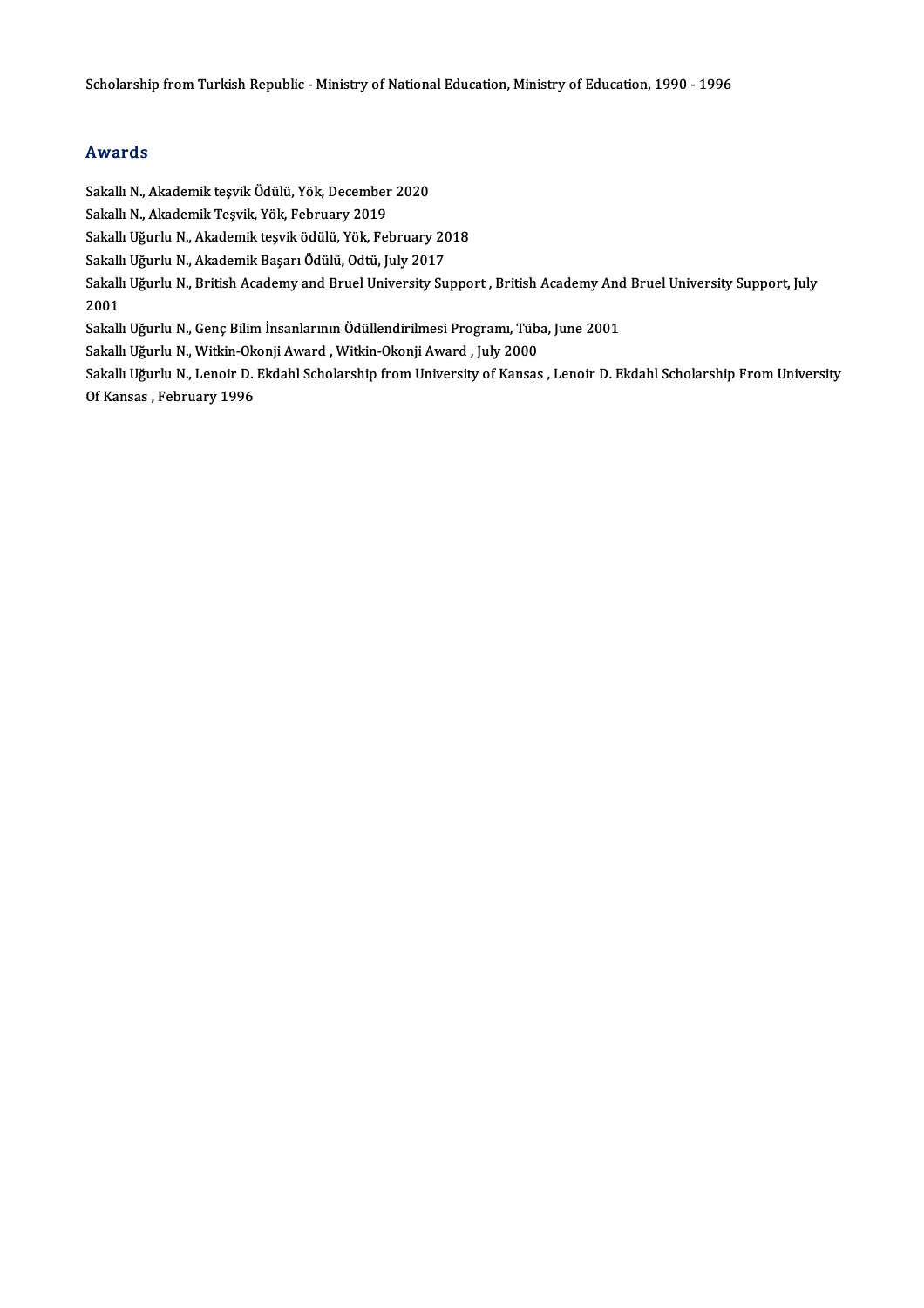Scholarship from Turkish Republic - Ministry of National Education, Ministry of Education, 1990 - 1996

## Awards

Sakallı N., Akademik teşvik Ödülü, Yök, December 2020

Sakallı N., Akademik Teşvik, Yök, February 2019

Sakallı Uğurlu N., Akademik teşvik ödülü, Yök, February 2018

Sakallı Uğurlu N., Akademik Başarı Ödülü, Odtü, July 2017

Sakallı Uğurlu N., British Academy and Bruel University Support , British Academy And Bruel University Support, July 2001

Sakallı Uğurlu N., Genç Bilim İnsanlarının Ödüllendirilmesi Programı, Tüba, June 2001

Sakallı Uğurlu N., Witkin-Okonji Award , Witkin-Okonji Award , July 2000

Sakallı Uğurlu N., Lenoir D. Ekdahl Scholarship from University of Kansas , Lenoir D. Ekdahl Scholarship From University Of Kansas , February 1996